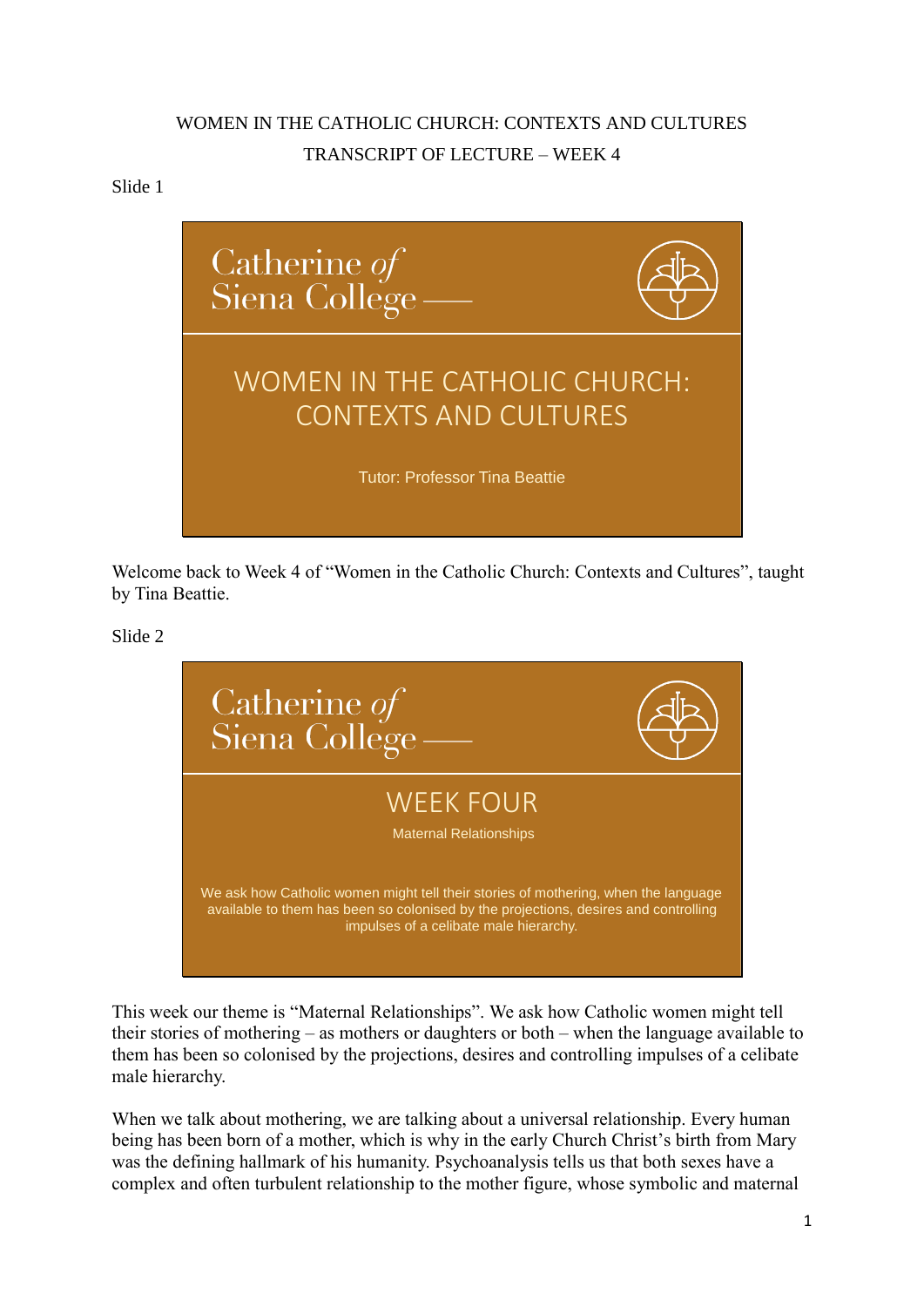WOMEN IN THE CATHOLIC CHURCH: CONTEXTS AND CULTURES

TRANSCRIPT OF LECTURE – WEEK 4

Slide 1

Catherine of Siena College

WOMEN IN THE CATHOLIC CHURCH: CONTEXTS AND CULTURES

Tutor: Professor Tina Beattie

Welcome back to Week 4 of "Women in the Catholic Church: Contexts and Cultures", taught by Tina Beattie.

Slide 2

Catherine of Siena College

WEEK FOUR

Maternal Relationships

We ask how Catholic women might tell their stories of mothering, when the language available to them has been so colonised by the projections, desires and controlling impulses of a celibate male hierarchy.

This week our theme is "Maternal Relationships". We ask how Catholic women might tell their stories of mothering – as mothers or daughters or both – when the language available to them has been so colonised by the projections, desires and controlling impulses of a celibate male hierarchy.

When we talk about mothering, we are talking about a universal relationship. Every human being has been born of a mother, which is why in the early Church Christ's birth from Mary was the defining hallmark of his humanity. Psychoanalysis tells us that both sexes have a complex and often turbulent relationship to the mother figure, whose symbolic and maternal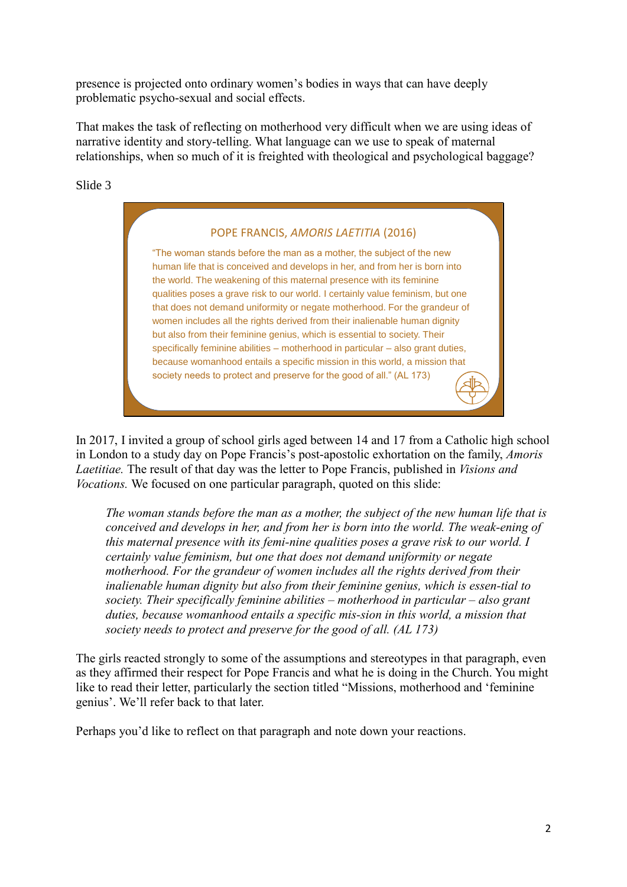presence is projected onto ordinary women's bodies in ways that can have deeply problematic psycho-sexual and social effects.

That makes the task of reflecting on motherhood very difficult when we are using ideas of narrative identity and story-telling. What language can we use to speak of maternal relationships, when so much of it is freighted with theological and psychological baggage?

Slide 3

> POPE FRANCIS, *AMORIS LAETITIA* (2016)
>
> "The woman stands before the man as a mother, the subject of the new human life that is conceived and develops in her, and from her is born into the world. The weakening of this maternal presence with its feminine qualities poses a grave risk to our world. I certainly value feminism, but one that does not demand uniformity or negate motherhood. For the grandeur of women includes all the rights derived from their inalienable human dignity but also from their feminine genius, which is essential to society. Their specifically feminine abilities – motherhood in particular – also grant duties, because womanhood entails a specific mission in this world, a mission that society needs to protect and preserve for the good of all." (AL 173)

In 2017, I invited a group of school girls aged between 14 and 17 from a Catholic high school in London to a study day on Pope Francis's post-apostolic exhortation on the family, *Amoris Laetitiae.* The result of that day was the letter to Pope Francis, published in *Visions and Vocations.* We focused on one particular paragraph, quoted on this slide:

> *The woman stands before the man as a mother, the subject of the new human life that is conceived and develops in her, and from her is born into the world. The weak-ening of this maternal presence with its femi-nine qualities poses a grave risk to our world. I certainly value feminism, but one that does not demand uniformity or negate motherhood. For the grandeur of women includes all the rights derived from their inalienable human dignity but also from their feminine genius, which is essen-tial to society. Their specifically feminine abilities – motherhood in particular – also grant duties, because womanhood entails a specific mis-sion in this world, a mission that society needs to protect and preserve for the good of all. (AL 173)*

The girls reacted strongly to some of the assumptions and stereotypes in that paragraph, even as they affirmed their respect for Pope Francis and what he is doing in the Church. You might like to read their letter, particularly the section titled "Missions, motherhood and 'feminine genius'. We'll refer back to that later.

Perhaps you'd like to reflect on that paragraph and note down your reactions.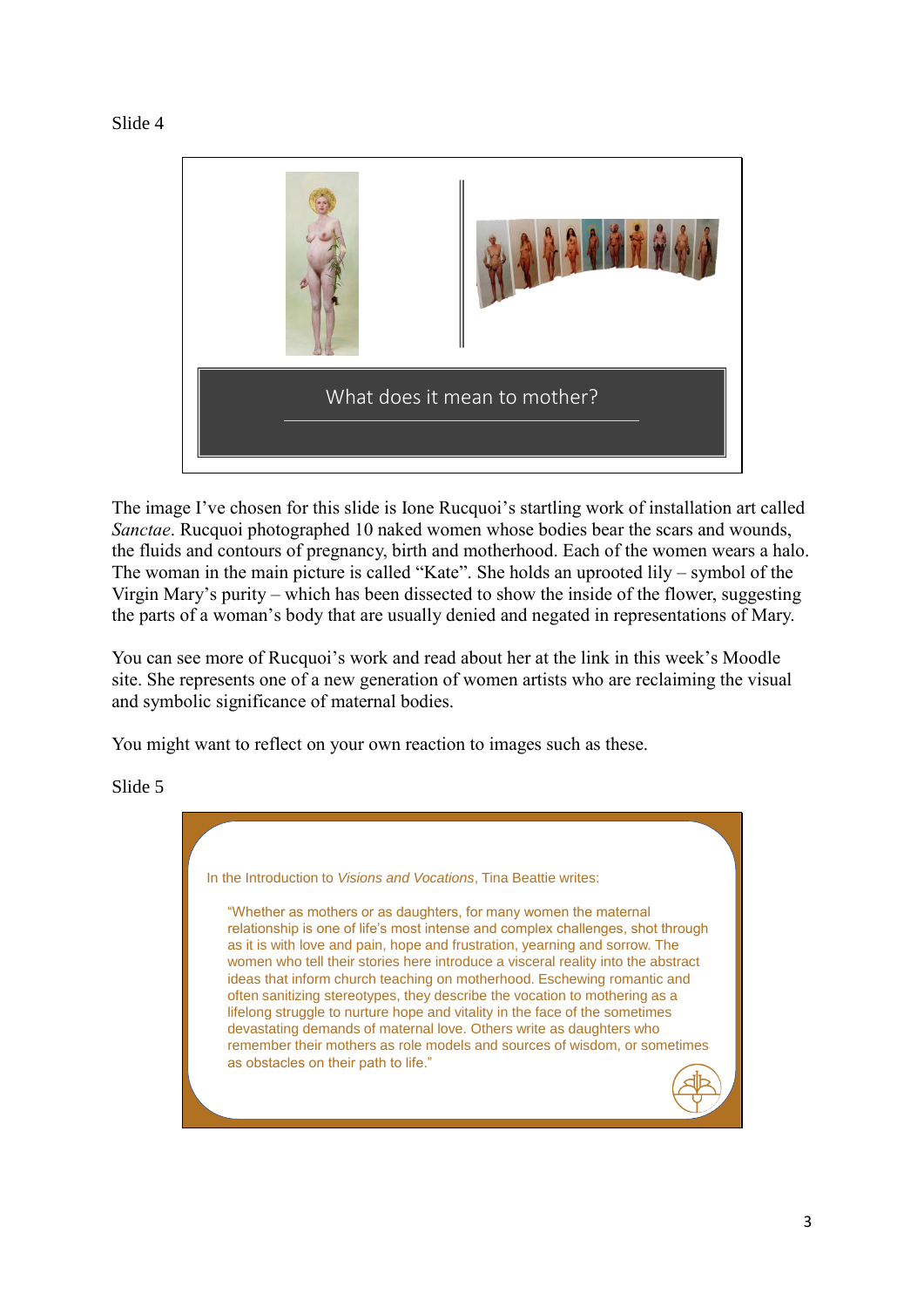Slide 4

What does it mean to mother?

The image I've chosen for this slide is Ione Rucquoi's startling work of installation art called *Sanctae*. Rucquoi photographed 10 naked women whose bodies bear the scars and wounds, the fluids and contours of pregnancy, birth and motherhood. Each of the women wears a halo. The woman in the main picture is called "Kate". She holds an uprooted lily – symbol of the Virgin Mary's purity – which has been dissected to show the inside of the flower, suggesting the parts of a woman's body that are usually denied and negated in representations of Mary.

You can see more of Rucquoi's work and read about her at the link in this week's Moodle site. She represents one of a new generation of women artists who are reclaiming the visual and symbolic significance of maternal bodies.

You might want to reflect on your own reaction to images such as these.

Slide 5

In the Introduction to *Visions and Vocations*, Tina Beattie writes:

> "Whether as mothers or as daughters, for many women the maternal relationship is one of life's most intense and complex challenges, shot through as it is with love and pain, hope and frustration, yearning and sorrow. The women who tell their stories here introduce a visceral reality into the abstract ideas that inform church teaching on motherhood. Eschewing romantic and often sanitizing stereotypes, they describe the vocation to mothering as a lifelong struggle to nurture hope and vitality in the face of the sometimes devastating demands of maternal love. Others write as daughters who remember their mothers as role models and sources of wisdom, or sometimes as obstacles on their path to life."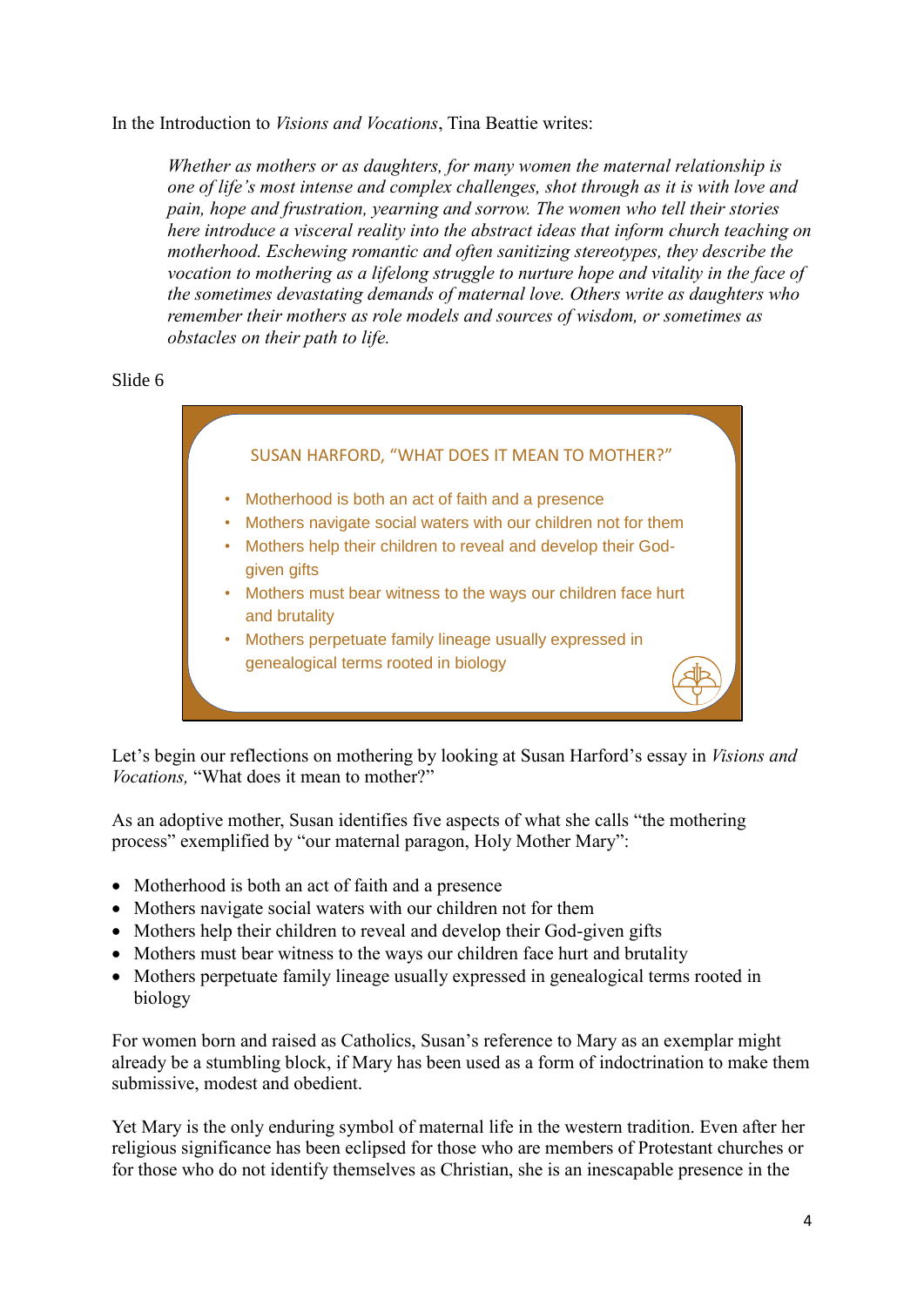In the Introduction to *Visions and Vocations*, Tina Beattie writes:

> *Whether as mothers or as daughters, for many women the maternal relationship is one of life's most intense and complex challenges, shot through as it is with love and pain, hope and frustration, yearning and sorrow. The women who tell their stories here introduce a visceral reality into the abstract ideas that inform church teaching on motherhood. Eschewing romantic and often sanitizing stereotypes, they describe the vocation to mothering as a lifelong struggle to nurture hope and vitality in the face of the sometimes devastating demands of maternal love. Others write as daughters who remember their mothers as role models and sources of wisdom, or sometimes as obstacles on their path to life.*

Slide 6

SUSAN HARFORD, "WHAT DOES IT MEAN TO MOTHER?"

- Motherhood is both an act of faith and a presence
- Mothers navigate social waters with our children not for them
- Mothers help their children to reveal and develop their God-given gifts
- Mothers must bear witness to the ways our children face hurt and brutality
- Mothers perpetuate family lineage usually expressed in genealogical terms rooted in biology

Let's begin our reflections on mothering by looking at Susan Harford's essay in *Visions and Vocations,* "What does it mean to mother?"

As an adoptive mother, Susan identifies five aspects of what she calls "the mothering process" exemplified by "our maternal paragon, Holy Mother Mary":

- Motherhood is both an act of faith and a presence
- Mothers navigate social waters with our children not for them
- Mothers help their children to reveal and develop their God-given gifts
- Mothers must bear witness to the ways our children face hurt and brutality
- Mothers perpetuate family lineage usually expressed in genealogical terms rooted in biology

For women born and raised as Catholics, Susan's reference to Mary as an exemplar might already be a stumbling block, if Mary has been used as a form of indoctrination to make them submissive, modest and obedient.

Yet Mary is the only enduring symbol of maternal life in the western tradition. Even after her religious significance has been eclipsed for those who are members of Protestant churches or for those who do not identify themselves as Christian, she is an inescapable presence in the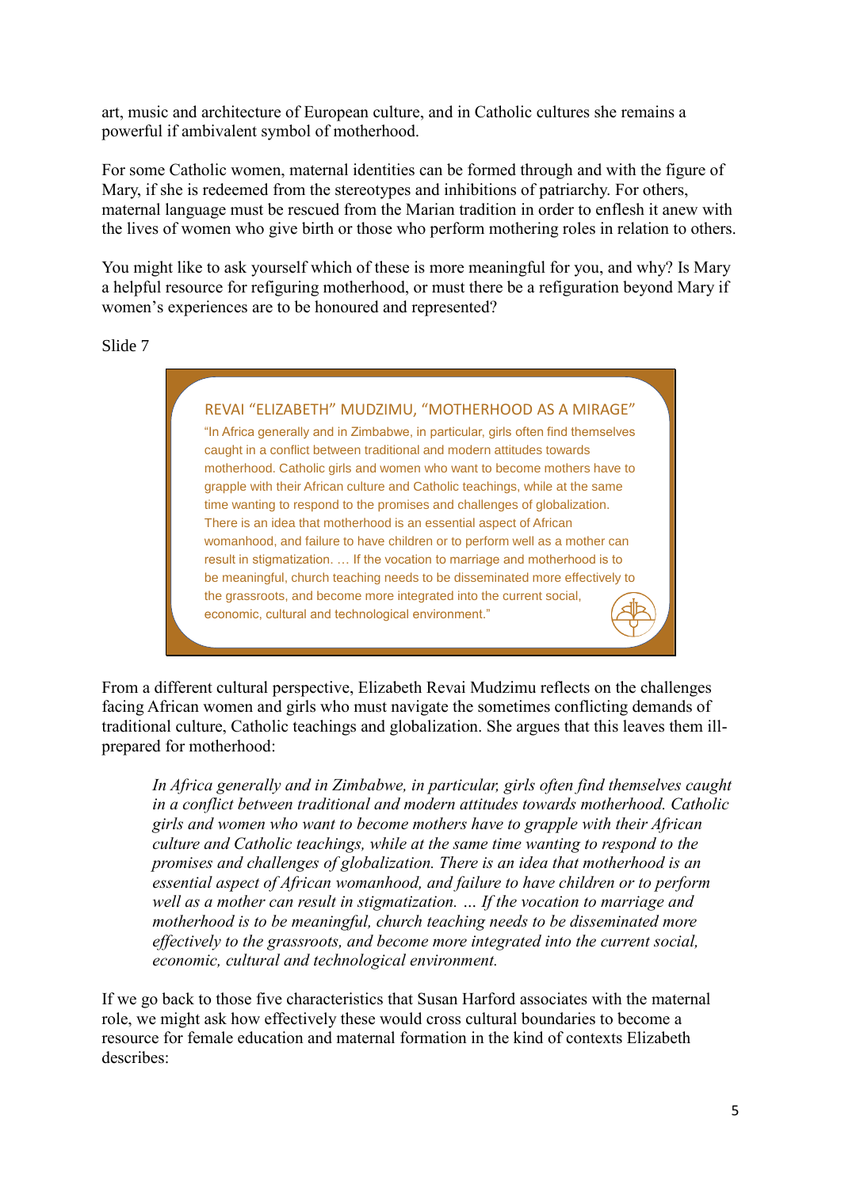art, music and architecture of European culture, and in Catholic cultures she remains a powerful if ambivalent symbol of motherhood.

For some Catholic women, maternal identities can be formed through and with the figure of Mary, if she is redeemed from the stereotypes and inhibitions of patriarchy. For others, maternal language must be rescued from the Marian tradition in order to enflesh it anew with the lives of women who give birth or those who perform mothering roles in relation to others.

You might like to ask yourself which of these is more meaningful for you, and why? Is Mary a helpful resource for refiguring motherhood, or must there be a refiguration beyond Mary if women's experiences are to be honoured and represented?

Slide 7

REVAI "ELIZABETH" MUDZIMU, "MOTHERHOOD AS A MIRAGE"

"In Africa generally and in Zimbabwe, in particular, girls often find themselves caught in a conflict between traditional and modern attitudes towards motherhood. Catholic girls and women who want to become mothers have to grapple with their African culture and Catholic teachings, while at the same time wanting to respond to the promises and challenges of globalization. There is an idea that motherhood is an essential aspect of African womanhood, and failure to have children or to perform well as a mother can result in stigmatization. … If the vocation to marriage and motherhood is to be meaningful, church teaching needs to be disseminated more effectively to the grassroots, and become more integrated into the current social, economic, cultural and technological environment."

From a different cultural perspective, Elizabeth Revai Mudzimu reflects on the challenges facing African women and girls who must navigate the sometimes conflicting demands of traditional culture, Catholic teachings and globalization. She argues that this leaves them ill-prepared for motherhood:

> *In Africa generally and in Zimbabwe, in particular, girls often find themselves caught in a conflict between traditional and modern attitudes towards motherhood. Catholic girls and women who want to become mothers have to grapple with their African culture and Catholic teachings, while at the same time wanting to respond to the promises and challenges of globalization. There is an idea that motherhood is an essential aspect of African womanhood, and failure to have children or to perform well as a mother can result in stigmatization. … If the vocation to marriage and motherhood is to be meaningful, church teaching needs to be disseminated more effectively to the grassroots, and become more integrated into the current social, economic, cultural and technological environment.*

If we go back to those five characteristics that Susan Harford associates with the maternal role, we might ask how effectively these would cross cultural boundaries to become a resource for female education and maternal formation in the kind of contexts Elizabeth describes: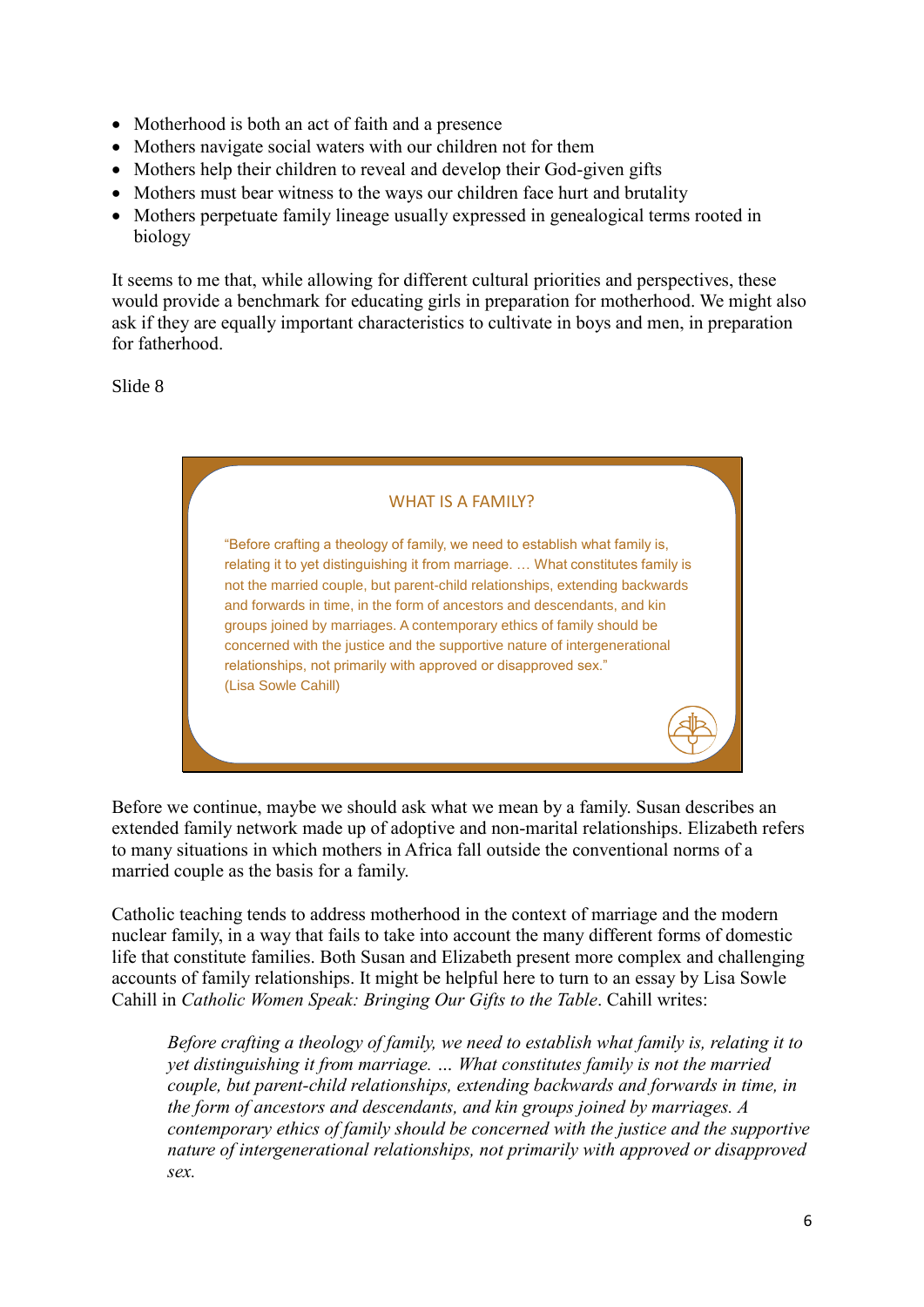- Motherhood is both an act of faith and a presence
- Mothers navigate social waters with our children not for them
- Mothers help their children to reveal and develop their God-given gifts
- Mothers must bear witness to the ways our children face hurt and brutality
- Mothers perpetuate family lineage usually expressed in genealogical terms rooted in biology

It seems to me that, while allowing for different cultural priorities and perspectives, these would provide a benchmark for educating girls in preparation for motherhood. We might also ask if they are equally important characteristics to cultivate in boys and men, in preparation for fatherhood.

Slide 8

WHAT IS A FAMILY?

"Before crafting a theology of family, we need to establish what family is, relating it to yet distinguishing it from marriage. … What constitutes family is not the married couple, but parent-child relationships, extending backwards and forwards in time, in the form of ancestors and descendants, and kin groups joined by marriages. A contemporary ethics of family should be concerned with the justice and the supportive nature of intergenerational relationships, not primarily with approved or disapproved sex."
(Lisa Sowle Cahill)

Before we continue, maybe we should ask what we mean by a family. Susan describes an extended family network made up of adoptive and non-marital relationships. Elizabeth refers to many situations in which mothers in Africa fall outside the conventional norms of a married couple as the basis for a family.

Catholic teaching tends to address motherhood in the context of marriage and the modern nuclear family, in a way that fails to take into account the many different forms of domestic life that constitute families. Both Susan and Elizabeth present more complex and challenging accounts of family relationships. It might be helpful here to turn to an essay by Lisa Sowle Cahill in *Catholic Women Speak: Bringing Our Gifts to the Table*. Cahill writes:

> *Before crafting a theology of family, we need to establish what family is, relating it to yet distinguishing it from marriage. … What constitutes family is not the married couple, but parent-child relationships, extending backwards and forwards in time, in the form of ancestors and descendants, and kin groups joined by marriages. A contemporary ethics of family should be concerned with the justice and the supportive nature of intergenerational relationships, not primarily with approved or disapproved sex.*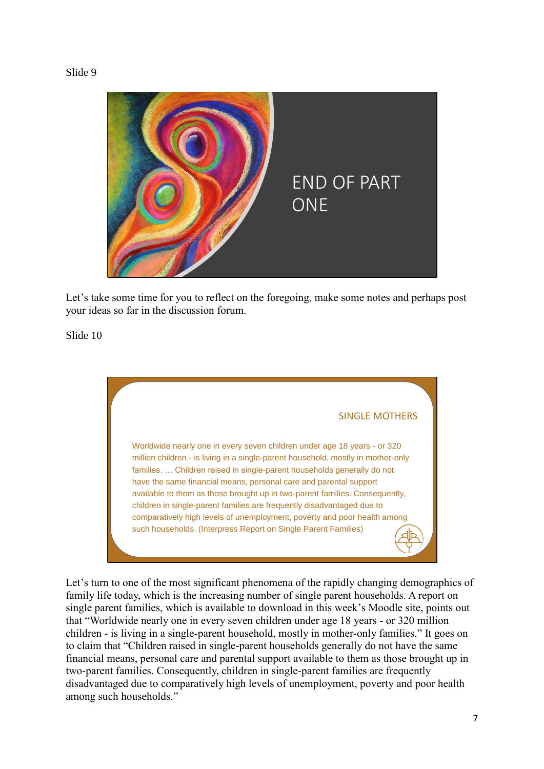Slide 9

END OF PART ONE

Let's take some time for you to reflect on the foregoing, make some notes and perhaps post your ideas so far in the discussion forum.

Slide 10

SINGLE MOTHERS

Worldwide nearly one in every seven children under age 18 years - or 320 million children - is living in a single-parent household, mostly in mother-only families. … Children raised in single-parent households generally do not have the same financial means, personal care and parental support available to them as those brought up in two-parent families. Consequently, children in single-parent families are frequently disadvantaged due to comparatively high levels of unemployment, poverty and poor health among such households. (Interpress Report on Single Parent Families)

Let's turn to one of the most significant phenomena of the rapidly changing demographics of family life today, which is the increasing number of single parent households. A report on single parent families, which is available to download in this week's Moodle site, points out that "Worldwide nearly one in every seven children under age 18 years - or 320 million children - is living in a single-parent household, mostly in mother-only families." It goes on to claim that "Children raised in single-parent households generally do not have the same financial means, personal care and parental support available to them as those brought up in two-parent families. Consequently, children in single-parent families are frequently disadvantaged due to comparatively high levels of unemployment, poverty and poor health among such households."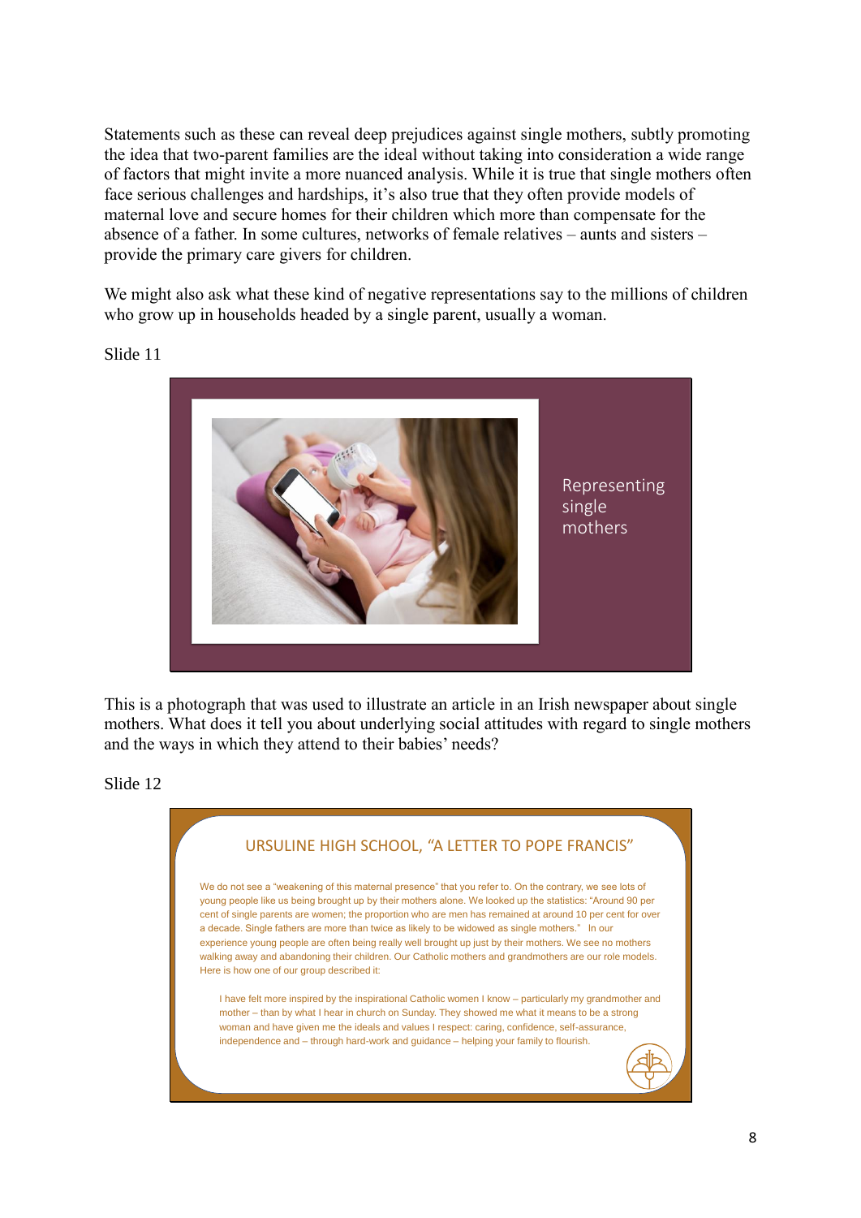Statements such as these can reveal deep prejudices against single mothers, subtly promoting the idea that two-parent families are the ideal without taking into consideration a wide range of factors that might invite a more nuanced analysis. While it is true that single mothers often face serious challenges and hardships, it's also true that they often provide models of maternal love and secure homes for their children which more than compensate for the absence of a father. In some cultures, networks of female relatives – aunts and sisters – provide the primary care givers for children.

We might also ask what these kind of negative representations say to the millions of children who grow up in households headed by a single parent, usually a woman.

Slide 11

Representing single mothers

This is a photograph that was used to illustrate an article in an Irish newspaper about single mothers. What does it tell you about underlying social attitudes with regard to single mothers and the ways in which they attend to their babies' needs?

Slide 12

URSULINE HIGH SCHOOL, "A LETTER TO POPE FRANCIS"

We do not see a "weakening of this maternal presence" that you refer to. On the contrary, we see lots of young people like us being brought up by their mothers alone. We looked up the statistics: "Around 90 per cent of single parents are women; the proportion who are men has remained at around 10 per cent for over a decade. Single fathers are more than twice as likely to be widowed as single mothers." In our experience young people are often being really well brought up just by their mothers. We see no mothers walking away and abandoning their children. Our Catholic mothers and grandmothers are our role models. Here is how one of our group described it:

> I have felt more inspired by the inspirational Catholic women I know – particularly my grandmother and mother – than by what I hear in church on Sunday. They showed me what it means to be a strong woman and have given me the ideals and values I respect: caring, confidence, self-assurance, independence and – through hard-work and guidance – helping your family to flourish.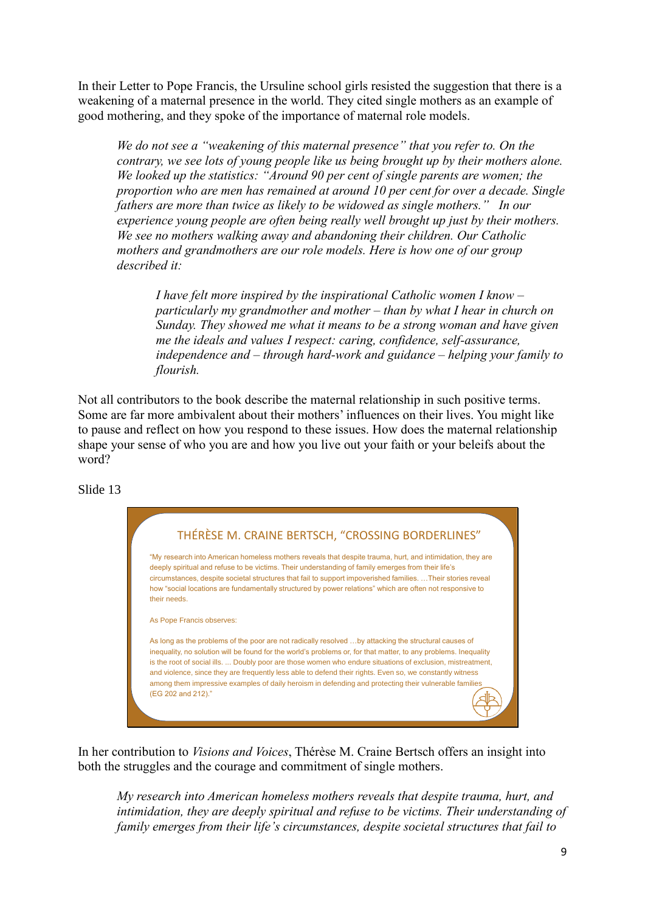In their Letter to Pope Francis, the Ursuline school girls resisted the suggestion that there is a weakening of a maternal presence in the world. They cited single mothers as an example of good mothering, and they spoke of the importance of maternal role models.

> *We do not see a "weakening of this maternal presence" that you refer to. On the contrary, we see lots of young people like us being brought up by their mothers alone. We looked up the statistics: "Around 90 per cent of single parents are women; the proportion who are men has remained at around 10 per cent for over a decade. Single fathers are more than twice as likely to be widowed as single mothers." In our experience young people are often being really well brought up just by their mothers. We see no mothers walking away and abandoning their children. Our Catholic mothers and grandmothers are our role models. Here is how one of our group described it:*
>
> > *I have felt more inspired by the inspirational Catholic women I know – particularly my grandmother and mother – than by what I hear in church on Sunday. They showed me what it means to be a strong woman and have given me the ideals and values I respect: caring, confidence, self-assurance, independence and – through hard-work and guidance – helping your family to flourish.*

Not all contributors to the book describe the maternal relationship in such positive terms. Some are far more ambivalent about their mothers' influences on their lives. You might like to pause and reflect on how you respond to these issues. How does the maternal relationship shape your sense of who you are and how you live out your faith or your beliefs about the word?

Slide 13

### THÉRÈSE M. CRAINE BERTSCH, "CROSSING BORDERLINES"

"My research into American homeless mothers reveals that despite trauma, hurt, and intimidation, they are deeply spiritual and refuse to be victims. Their understanding of family emerges from their life's circumstances, despite societal structures that fail to support impoverished families. …Their stories reveal how "social locations are fundamentally structured by power relations" which are often not responsive to their needs.

As Pope Francis observes:

As long as the problems of the poor are not radically resolved …by attacking the structural causes of inequality, no solution will be found for the world's problems or, for that matter, to any problems. Inequality is the root of social ills. ... Doubly poor are those women who endure situations of exclusion, mistreatment, and violence, since they are frequently less able to defend their rights. Even so, we constantly witness among them impressive examples of daily heroism in defending and protecting their vulnerable families (EG 202 and 212)."

In her contribution to *Visions and Voices*, Thérèse M. Craine Bertsch offers an insight into both the struggles and the courage and commitment of single mothers.

> *My research into American homeless mothers reveals that despite trauma, hurt, and intimidation, they are deeply spiritual and refuse to be victims. Their understanding of family emerges from their life's circumstances, despite societal structures that fail to*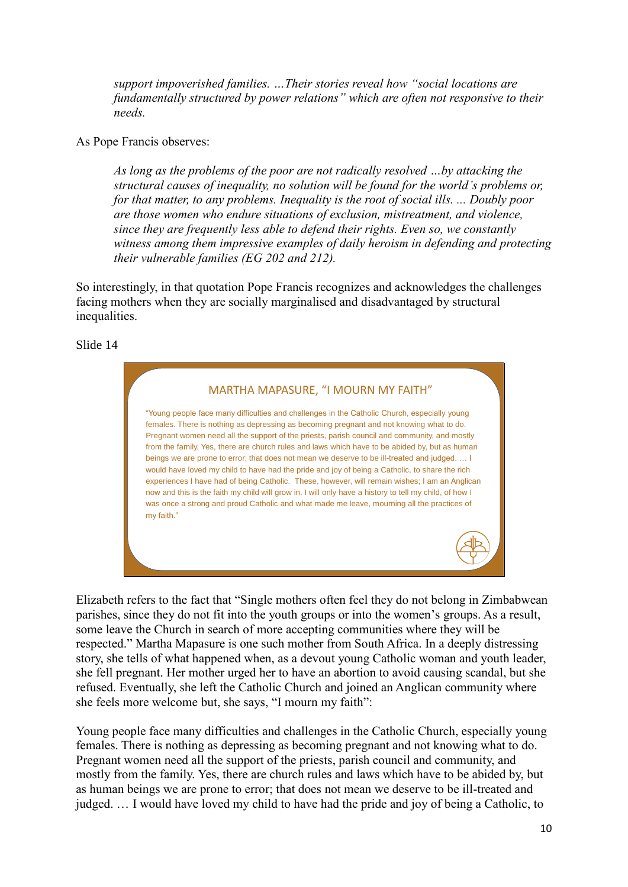> *support impoverished families. …Their stories reveal how "social locations are fundamentally structured by power relations" which are often not responsive to their needs.*

As Pope Francis observes:

> *As long as the problems of the poor are not radically resolved …by attacking the structural causes of inequality, no solution will be found for the world's problems or, for that matter, to any problems. Inequality is the root of social ills. ... Doubly poor are those women who endure situations of exclusion, mistreatment, and violence, since they are frequently less able to defend their rights. Even so, we constantly witness among them impressive examples of daily heroism in defending and protecting their vulnerable families (EG 202 and 212).*

So interestingly, in that quotation Pope Francis recognizes and acknowledges the challenges facing mothers when they are socially marginalised and disadvantaged by structural inequalities.

Slide 14

MARTHA MAPASURE, "I MOURN MY FAITH"

"Young people face many difficulties and challenges in the Catholic Church, especially young females. There is nothing as depressing as becoming pregnant and not knowing what to do. Pregnant women need all the support of the priests, parish council and community, and mostly from the family. Yes, there are church rules and laws which have to be abided by, but as human beings we are prone to error; that does not mean we deserve to be ill-treated and judged. … I would have loved my child to have had the pride and joy of being a Catholic, to share the rich experiences I have had of being Catholic. These, however, will remain wishes; I am an Anglican now and this is the faith my child will grow in. I will only have a history to tell my child, of how I was once a strong and proud Catholic and what made me leave, mourning all the practices of my faith."

Elizabeth refers to the fact that "Single mothers often feel they do not belong in Zimbabwean parishes, since they do not fit into the youth groups or into the women's groups. As a result, some leave the Church in search of more accepting communities where they will be respected." Martha Mapasure is one such mother from South Africa. In a deeply distressing story, she tells of what happened when, as a devout young Catholic woman and youth leader, she fell pregnant. Her mother urged her to have an abortion to avoid causing scandal, but she refused. Eventually, she left the Catholic Church and joined an Anglican community where she feels more welcome but, she says, "I mourn my faith":

Young people face many difficulties and challenges in the Catholic Church, especially young females. There is nothing as depressing as becoming pregnant and not knowing what to do. Pregnant women need all the support of the priests, parish council and community, and mostly from the family. Yes, there are church rules and laws which have to be abided by, but as human beings we are prone to error; that does not mean we deserve to be ill-treated and judged. … I would have loved my child to have had the pride and joy of being a Catholic, to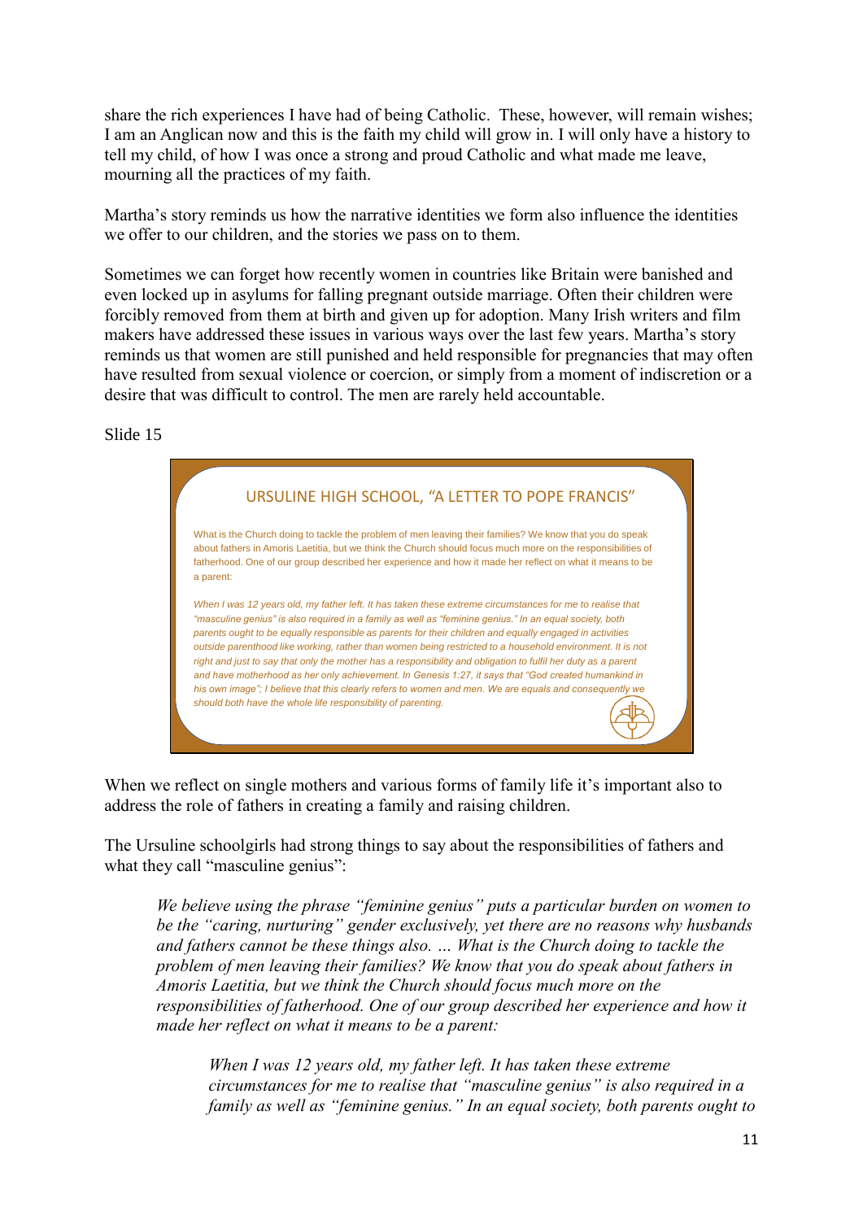share the rich experiences I have had of being Catholic. These, however, will remain wishes; I am an Anglican now and this is the faith my child will grow in. I will only have a history to tell my child, of how I was once a strong and proud Catholic and what made me leave, mourning all the practices of my faith.

Martha's story reminds us how the narrative identities we form also influence the identities we offer to our children, and the stories we pass on to them.

Sometimes we can forget how recently women in countries like Britain were banished and even locked up in asylums for falling pregnant outside marriage. Often their children were forcibly removed from them at birth and given up for adoption. Many Irish writers and film makers have addressed these issues in various ways over the last few years. Martha's story reminds us that women are still punished and held responsible for pregnancies that may often have resulted from sexual violence or coercion, or simply from a moment of indiscretion or a desire that was difficult to control. The men are rarely held accountable.

Slide 15

URSULINE HIGH SCHOOL, "A LETTER TO POPE FRANCIS"

What is the Church doing to tackle the problem of men leaving their families? We know that you do speak about fathers in Amoris Laetitia, but we think the Church should focus much more on the responsibilities of fatherhood. One of our group described her experience and how it made her reflect on what it means to be a parent:

*When I was 12 years old, my father left. It has taken these extreme circumstances for me to realise that "masculine genius" is also required in a family as well as "feminine genius." In an equal society, both parents ought to be equally responsible as parents for their children and equally engaged in activities outside parenthood like working, rather than women being restricted to a household environment. It is not right and just to say that only the mother has a responsibility and obligation to fulfil her duty as a parent and have motherhood as her only achievement. In Genesis 1:27, it says that "God created humankind in his own image"; I believe that this clearly refers to women and men. We are equals and consequently we should both have the whole life responsibility of parenting.*

When we reflect on single mothers and various forms of family life it's important also to address the role of fathers in creating a family and raising children.

The Ursuline schoolgirls had strong things to say about the responsibilities of fathers and what they call "masculine genius":

> *We believe using the phrase "feminine genius" puts a particular burden on women to be the "caring, nurturing" gender exclusively, yet there are no reasons why husbands and fathers cannot be these things also. … What is the Church doing to tackle the problem of men leaving their families? We know that you do speak about fathers in Amoris Laetitia, but we think the Church should focus much more on the responsibilities of fatherhood. One of our group described her experience and how it made her reflect on what it means to be a parent:*
>
> > *When I was 12 years old, my father left. It has taken these extreme circumstances for me to realise that "masculine genius" is also required in a family as well as "feminine genius." In an equal society, both parents ought to*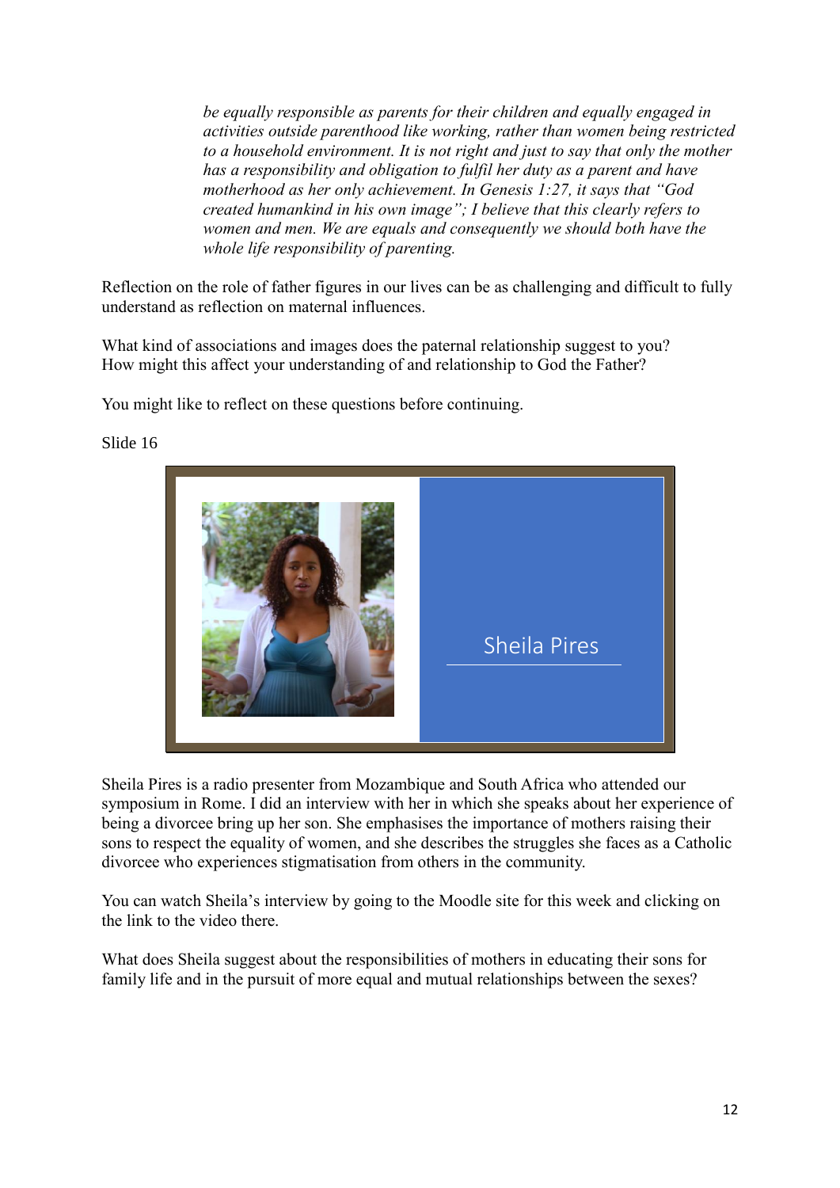*be equally responsible as parents for their children and equally engaged in activities outside parenthood like working, rather than women being restricted to a household environment. It is not right and just to say that only the mother has a responsibility and obligation to fulfil her duty as a parent and have motherhood as her only achievement. In Genesis 1:27, it says that "God created humankind in his own image"; I believe that this clearly refers to women and men. We are equals and consequently we should both have the whole life responsibility of parenting.*

Reflection on the role of father figures in our lives can be as challenging and difficult to fully understand as reflection on maternal influences.

What kind of associations and images does the paternal relationship suggest to you?
How might this affect your understanding of and relationship to God the Father?

You might like to reflect on these questions before continuing.

Slide 16

Sheila Pires

Sheila Pires is a radio presenter from Mozambique and South Africa who attended our symposium in Rome. I did an interview with her in which she speaks about her experience of being a divorcee bring up her son. She emphasises the importance of mothers raising their sons to respect the equality of women, and she describes the struggles she faces as a Catholic divorcee who experiences stigmatisation from others in the community.

You can watch Sheila's interview by going to the Moodle site for this week and clicking on the link to the video there.

What does Sheila suggest about the responsibilities of mothers in educating their sons for family life and in the pursuit of more equal and mutual relationships between the sexes?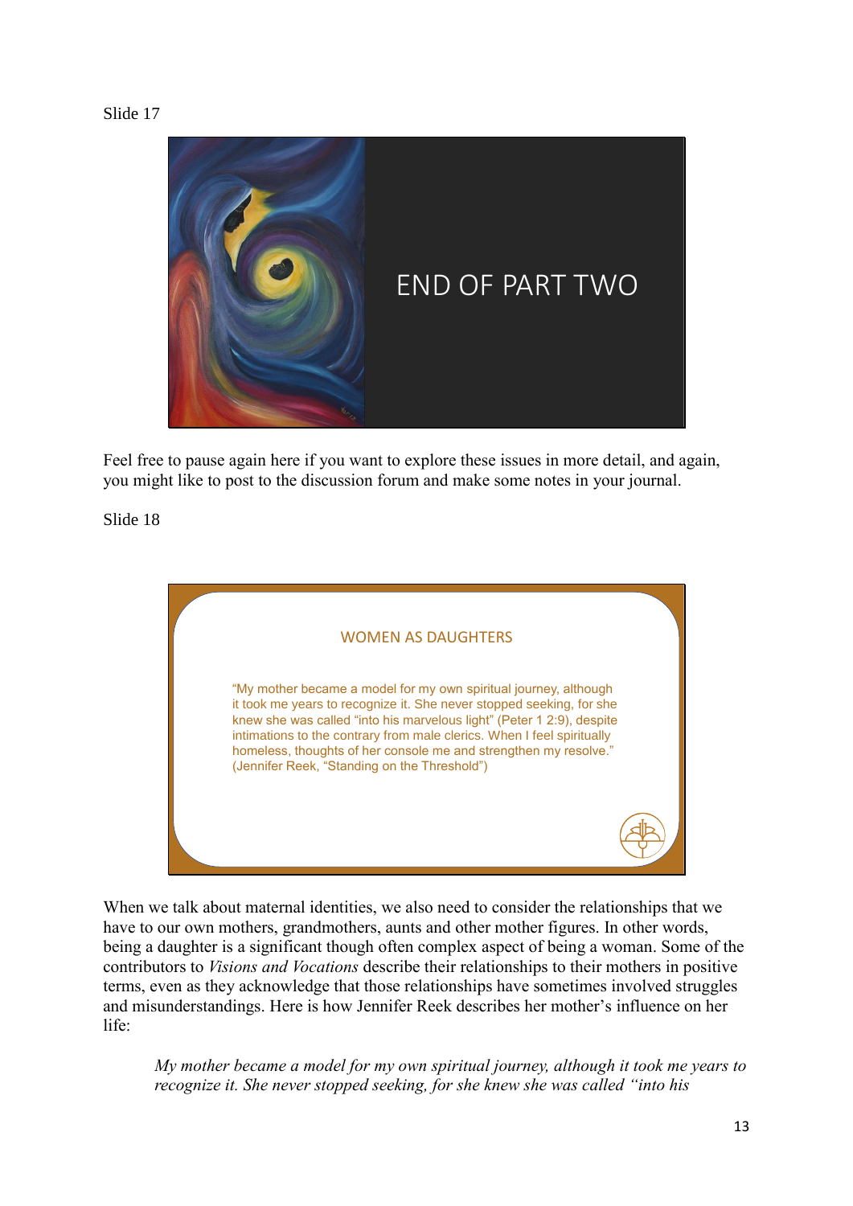Slide 17

END OF PART TWO

Feel free to pause again here if you want to explore these issues in more detail, and again, you might like to post to the discussion forum and make some notes in your journal.

Slide 18

WOMEN AS DAUGHTERS

"My mother became a model for my own spiritual journey, although it took me years to recognize it. She never stopped seeking, for she knew she was called "into his marvelous light" (Peter 1 2:9), despite intimations to the contrary from male clerics. When I feel spiritually homeless, thoughts of her console me and strengthen my resolve." (Jennifer Reek, "Standing on the Threshold")

When we talk about maternal identities, we also need to consider the relationships that we have to our own mothers, grandmothers, aunts and other mother figures. In other words, being a daughter is a significant though often complex aspect of being a woman. Some of the contributors to *Visions and Vocations* describe their relationships to their mothers in positive terms, even as they acknowledge that those relationships have sometimes involved struggles and misunderstandings. Here is how Jennifer Reek describes her mother's influence on her life:

> *My mother became a model for my own spiritual journey, although it took me years to recognize it. She never stopped seeking, for she knew she was called "into his*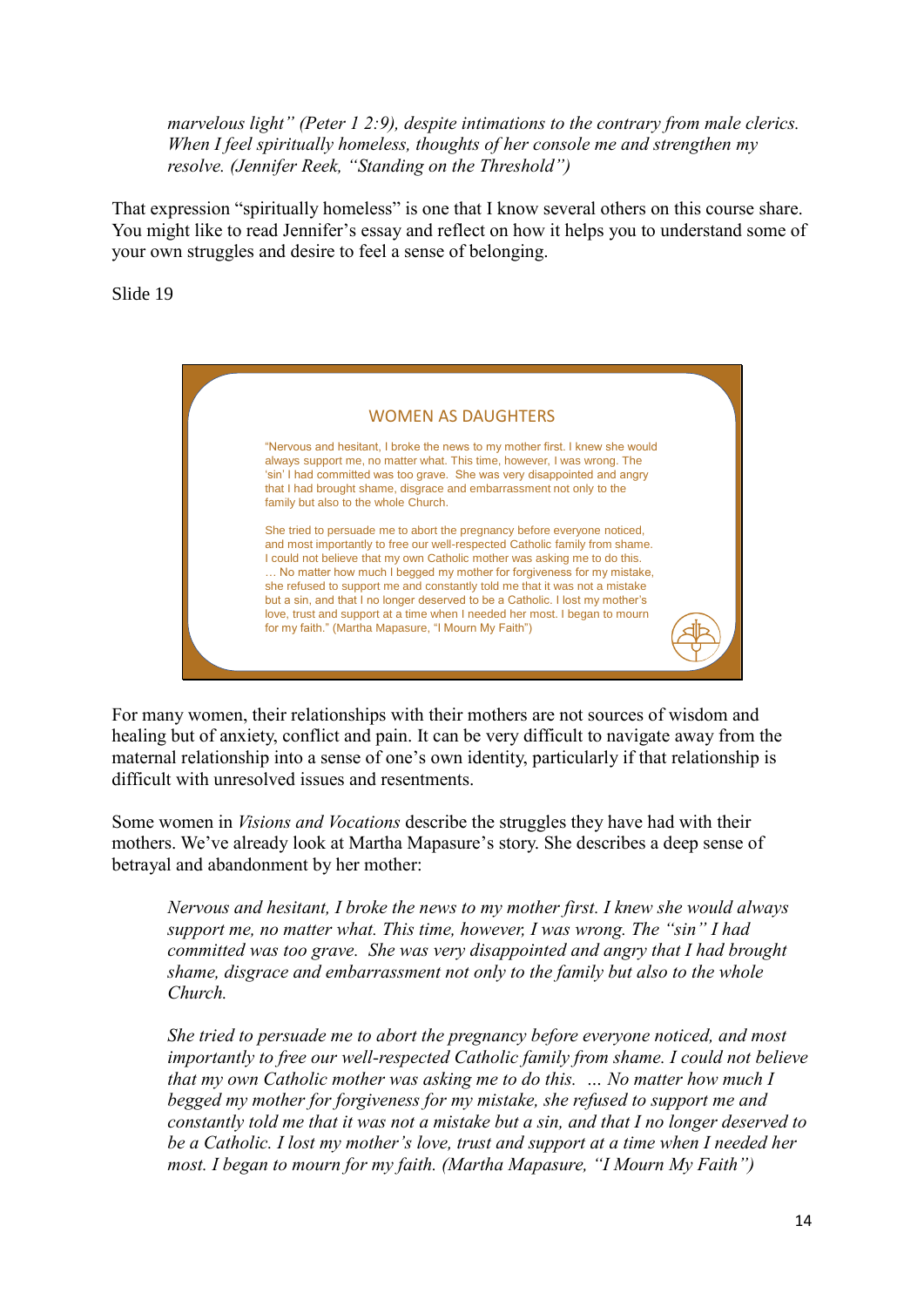*marvelous light" (Peter 1 2:9), despite intimations to the contrary from male clerics. When I feel spiritually homeless, thoughts of her console me and strengthen my resolve. (Jennifer Reek, "Standing on the Threshold")*

That expression "spiritually homeless" is one that I know several others on this course share. You might like to read Jennifer's essay and reflect on how it helps you to understand some of your own struggles and desire to feel a sense of belonging.

Slide 19

WOMEN AS DAUGHTERS

"Nervous and hesitant, I broke the news to my mother first. I knew she would always support me, no matter what. This time, however, I was wrong. The 'sin' I had committed was too grave. She was very disappointed and angry that I had brought shame, disgrace and embarrassment not only to the family but also to the whole Church.

She tried to persuade me to abort the pregnancy before everyone noticed, and most importantly to free our well-respected Catholic family from shame. I could not believe that my own Catholic mother was asking me to do this. … No matter how much I begged my mother for forgiveness for my mistake, she refused to support me and constantly told me that it was not a mistake but a sin, and that I no longer deserved to be a Catholic. I lost my mother's love, trust and support at a time when I needed her most. I began to mourn for my faith." (Martha Mapasure, "I Mourn My Faith")

For many women, their relationships with their mothers are not sources of wisdom and healing but of anxiety, conflict and pain. It can be very difficult to navigate away from the maternal relationship into a sense of one's own identity, particularly if that relationship is difficult with unresolved issues and resentments.

Some women in *Visions and Vocations* describe the struggles they have had with their mothers. We've already look at Martha Mapasure's story. She describes a deep sense of betrayal and abandonment by her mother:

> *Nervous and hesitant, I broke the news to my mother first. I knew she would always support me, no matter what. This time, however, I was wrong. The "sin" I had committed was too grave. She was very disappointed and angry that I had brought shame, disgrace and embarrassment not only to the family but also to the whole Church.*
>
> *She tried to persuade me to abort the pregnancy before everyone noticed, and most importantly to free our well-respected Catholic family from shame. I could not believe that my own Catholic mother was asking me to do this. … No matter how much I begged my mother for forgiveness for my mistake, she refused to support me and constantly told me that it was not a mistake but a sin, and that I no longer deserved to be a Catholic. I lost my mother's love, trust and support at a time when I needed her most. I began to mourn for my faith. (Martha Mapasure, "I Mourn My Faith")*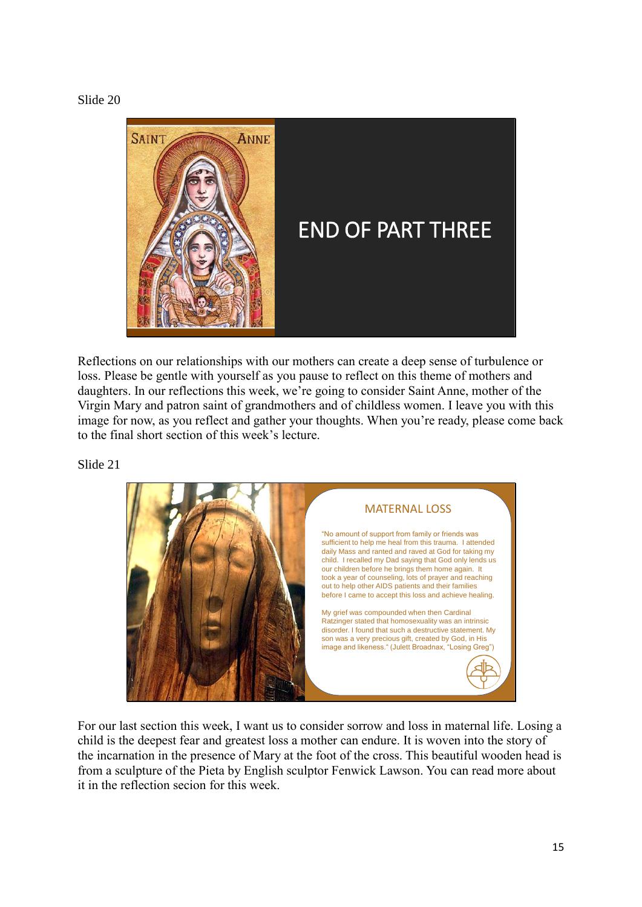Slide 20

SAINT ANNE

END OF PART THREE

Reflections on our relationships with our mothers can create a deep sense of turbulence or loss. Please be gentle with yourself as you pause to reflect on this theme of mothers and daughters. In our reflections this week, we're going to consider Saint Anne, mother of the Virgin Mary and patron saint of grandmothers and of childless women. I leave you with this image for now, as you reflect and gather your thoughts. When you're ready, please come back to the final short section of this week's lecture.

Slide 21

MATERNAL LOSS

"No amount of support from family or friends was sufficient to help me heal from this trauma. I attended daily Mass and ranted and raved at God for taking my child. I recalled my Dad saying that God only lends us our children before he brings them home again. It took a year of counseling, lots of prayer and reaching out to help other AIDS patients and their families before I came to accept this loss and achieve healing.

My grief was compounded when then Cardinal Ratzinger stated that homosexuality was an intrinsic disorder. I found that such a destructive statement. My son was a very precious gift, created by God, in His image and likeness." (Julett Broadnax, "Losing Greg")

For our last section this week, I want us to consider sorrow and loss in maternal life. Losing a child is the deepest fear and greatest loss a mother can endure. It is woven into the story of the incarnation in the presence of Mary at the foot of the cross. This beautiful wooden head is from a sculpture of the Pieta by English sculptor Fenwick Lawson. You can read more about it in the reflection secion for this week.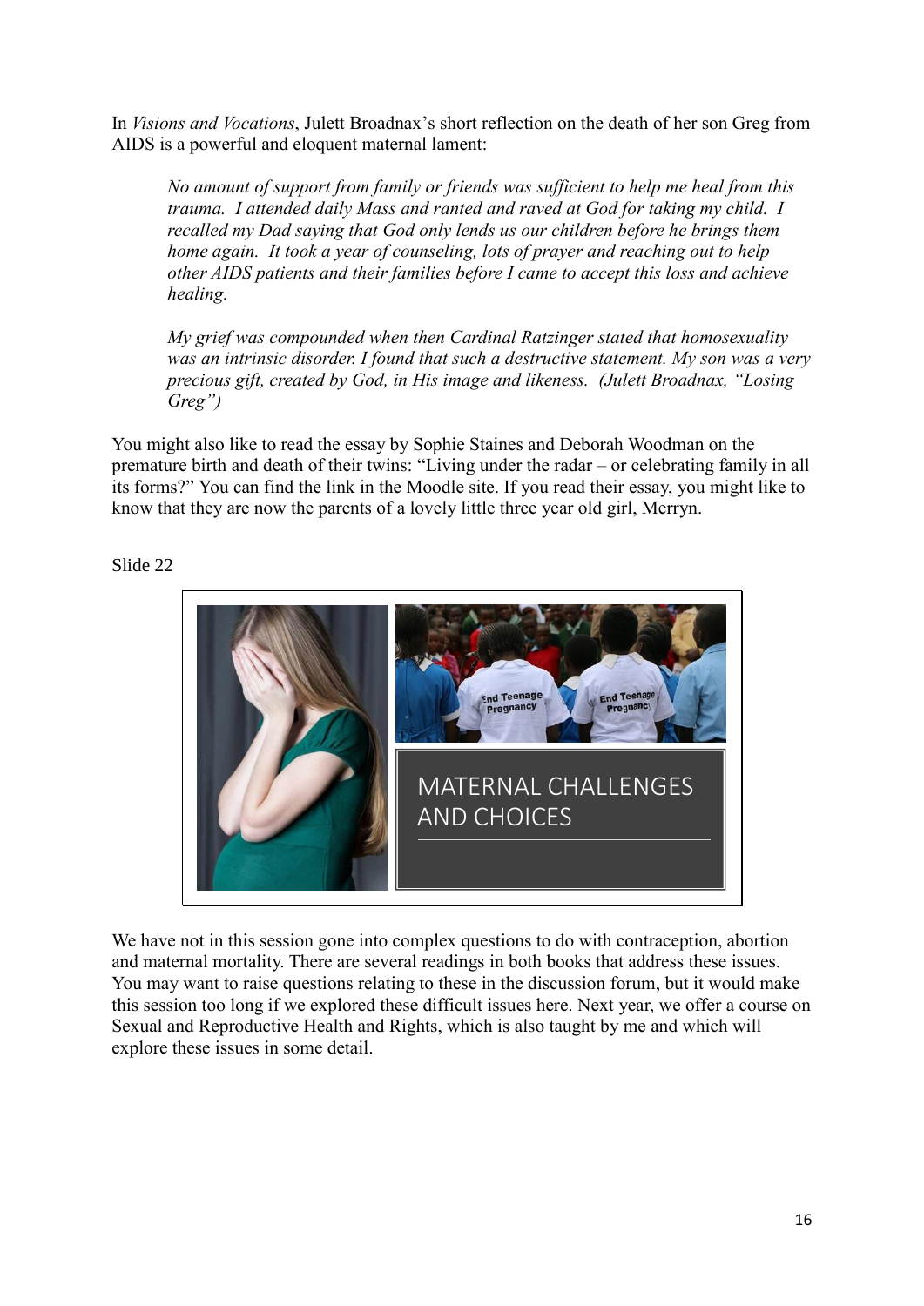In *Visions and Vocations*, Julett Broadnax's short reflection on the death of her son Greg from AIDS is a powerful and eloquent maternal lament:

> *No amount of support from family or friends was sufficient to help me heal from this trauma. I attended daily Mass and ranted and raved at God for taking my child. I recalled my Dad saying that God only lends us our children before he brings them home again. It took a year of counseling, lots of prayer and reaching out to help other AIDS patients and their families before I came to accept this loss and achieve healing.*
>
> *My grief was compounded when then Cardinal Ratzinger stated that homosexuality was an intrinsic disorder. I found that such a destructive statement. My son was a very precious gift, created by God, in His image and likeness. (Julett Broadnax, "Losing Greg")*

You might also like to read the essay by Sophie Staines and Deborah Woodman on the premature birth and death of their twins: "Living under the radar – or celebrating family in all its forms?" You can find the link in the Moodle site. If you read their essay, you might like to know that they are now the parents of a lovely little three year old girl, Merryn.

Slide 22

MATERNAL CHALLENGES AND CHOICES

We have not in this session gone into complex questions to do with contraception, abortion and maternal mortality. There are several readings in both books that address these issues. You may want to raise questions relating to these in the discussion forum, but it would make this session too long if we explored these difficult issues here. Next year, we offer a course on Sexual and Reproductive Health and Rights, which is also taught by me and which will explore these issues in some detail.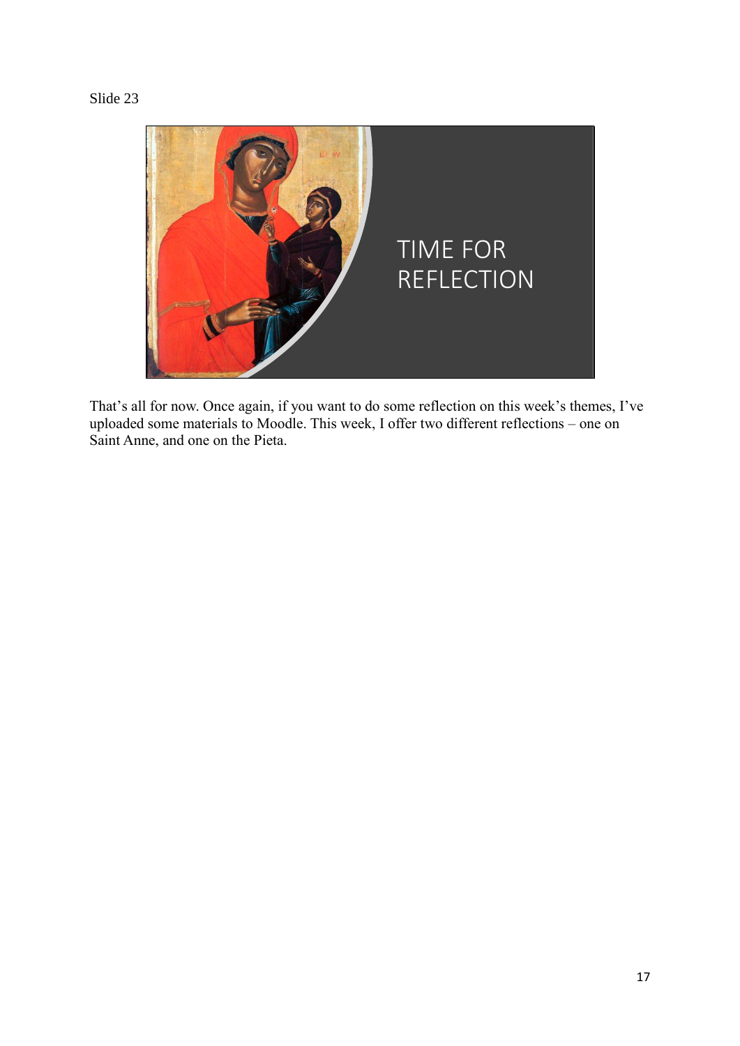Slide 23

TIME FOR REFLECTION

That's all for now. Once again, if you want to do some reflection on this week's themes, I've uploaded some materials to Moodle. This week, I offer two different reflections – one on Saint Anne, and one on the Pieta.